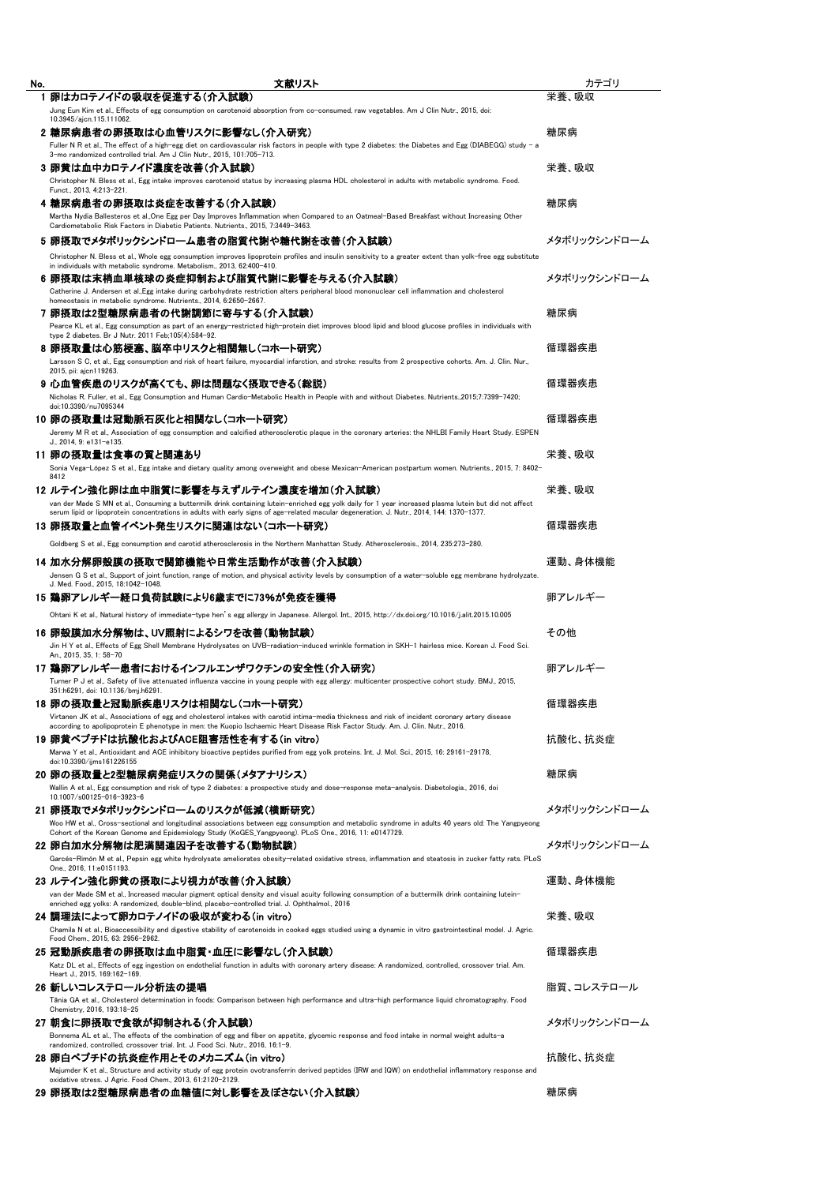| No. | 文献リスト | カテゴリ |
| --- | --- | --- |
| 1 | **卵はカロテノイドの吸収を促進する（介入試験）**<br>Jung Eun Kim et al., Effects of egg consumption on carotenoid absorption from co-consumed, raw vegetables. Am J Clin Nutr., 2015, doi: 10.3945/ajcn.115.111062. | 栄養、吸収 |
| 2 | **糖尿病患者の卵摂取は心血管リスクに影響なし（介入研究）**<br>Fuller N R et al., The effect of a high-egg diet on cardiovascular risk factors in people with type 2 diabetes: the Diabetes and Egg (DIABEGG) study - a 3-mo randomized controlled trial. Am J Clin Nutr., 2015, 101:705-713. | 糖尿病 |
| 3 | **卵黄は血中カロテノイド濃度を改善（介入試験）**<br>Christopher N. Bless et al., Egg intake improves carotenoid status by increasing plasma HDL cholesterol in adults with metabolic syndrome. Food. Funct., 2013, 4:213-221. | 栄養、吸収 |
| 4 | **糖尿病患者の卵摂取は炎症を改善する（介入試験）**<br>Martha Nydia Ballesteros et al.,One Egg per Day Improves Inflammation when Compared to an Oatmeal-Based Breakfast without Increasing Other Cardiometabolic Risk Factors in Diabetic Patients. Nutrients., 2015, 7:3449-3463. | 糖尿病 |
| 5 | **卵摂取でメタボリックシンドローム患者の脂質代謝や糖代謝を改善（介入試験）**<br>Christopher N. Bless et al., Whole egg consumption improves lipoprotein profiles and insulin sensitivity to a greater extent than yolk-free egg substitute in individuals with metabolic syndrome. Metabolism., 2013, 62:400-410. | メタボリックシンドローム |
| 6 | **卵摂取は末梢血単核球の炎症抑制および脂質代謝に影響を与える（介入試験）**<br>Catherine J. Andersen et al.,Egg intake during carbohydrate restriction alters peripheral blood mononuclear cell inflammation and cholesterol homeostasis in metabolic syndrome. Nutrients., 2014, 6:2650-2667. | メタボリックシンドローム |
| 7 | **卵摂取は2型糖尿病患者の代謝調節に寄与する（介入試験）**<br>Pearce KL et al., Egg consumption as part of an energy-restricted high-protein diet improves blood lipid and blood glucose profiles in individuals with type 2 diabetes. Br J Nutr. 2011 Feb;105(4):584-92. | 糖尿病 |
| 8 | **卵摂取量は心筋梗塞、脳卒中リスクと相関無し（コホート研究）**<br>Larsson S C, et al., Egg consumption and risk of heart failure, myocardial infarction, and stroke: results from 2 prospective cohorts. Am. J. Clin. Nur., 2015, pii: ajcn119263. | 循環器疾患 |
| 9 | **心血管疾患のリスクが高くても、卵は問題なく摂取できる（総説）**<br>Nicholas R. Fuller, et al., Egg Consumption and Human Cardio-Metabolic Health in People with and without Diabetes. Nutrients.,2015;7:7399-7420; doi:10.3390/nu7095344 | 循環器疾患 |
| 10 | **卵の摂取量は冠動脈石灰化と相関なし（コホート研究）**<br>Jeremy M R et al., Association of egg consumption and calcified atherosclerotic plaque in the coronary arteries: the NHLBI Family Heart Study. ESPEN J., 2014, 9: e131-e135. | 循環器疾患 |
| 11 | **卵の摂取量は食事の質と関連あり**<br>Sonia Vega-López S et al., Egg intake and dietary quality among overweight and obese Mexican-American postpartum women. Nutrients., 2015, 7: 8402-8412 | 栄養、吸収 |
| 12 | **ルテイン強化卵は血中脂質に影響を与えずルテイン濃度を増加（介入試験）**<br>van der Made S MN et al., Consuming a buttermilk drink containing lutein-enriched egg yolk daily for 1 year increased plasma lutein but did not affect serum lipid or lipoprotein concentrations in adults with early signs of age-related macular degeneration. J. Nutr., 2014, 144: 1370-1377. | 栄養、吸収 |
| 13 | **卵摂取量と血管イベント発生リスクに関連はない（コホート研究）**<br>Goldberg S et al., Egg consumption and carotid atherosclerosis in the Northern Manhattan Study. Atherosclerosis., 2014, 235:273-280. | 循環器疾患 |
| 14 | **加水分解卵殻膜の摂取で関節機能や日常生活動作が改善（介入試験）**<br>Jensen G S et al., Support of joint function, range of motion, and physical activity levels by consumption of a water-soluble egg membrane hydrolyzate. J. Med. Food., 2015, 18:1042-1048. | 運動、身体機能 |
| 15 | **鶏卵アレルギー経口負荷試験により6歳までに73%が免疫を獲得**<br>Ohtani K et al., Natural history of immediate-type hen's egg allergy in Japanese. Allergol. Int., 2015, http://dx.doi.org/10.1016/j.alit.2015.10.005 | 卵アレルギー |
| 16 | **卵殻膜加水分解物は、UV照射によるシワを改善（動物試験）**<br>Jin H Y et al., Effects of Egg Shell Membrane Hydrolysates on UVB-radiation-induced wrinkle formation in SKH-1 hairless mice. Korean J. Food Sci. An., 2015, 35, 1: 58-70 | その他 |
| 17 | **鶏卵アレルギー患者におけるインフルエンザワクチンの安全性（介入研究）**<br>Turner P J et al., Safety of live attenuated influenza vaccine in young people with egg allergy: multicenter prospective cohort study. BMJ., 2015, 351:h6291, doi: 10.1136/bmj.h6291. | 卵アレルギー |
| 18 | **卵の摂取量と冠動脈疾患リスクは相関なし（コホート研究）**<br>Virtanen JK et al., Associations of egg and cholesterol intakes with carotid intima-media thickness and risk of incident coronary artery disease according to apolipoprotein E phenotype in men: the Kuopio Ischaemic Heart Disease Risk Factor Study. Am. J. Clin. Nutr., 2016. | 循環器疾患 |
| 19 | **卵黄ペプチドは抗酸化およびACE阻害活性を有する（in vitro）**<br>Marwa Y et al., Antioxidant and ACE inhibitory bioactive peptides purified from egg yolk proteins. Int. J. Mol. Sci., 2015, 16: 29161-29178, doi:10.3390/ijms161226155 | 抗酸化、抗炎症 |
| 20 | **卵の摂取量と2型糖尿病発症リスクの関係（メタアナリシス）**<br>Wallin A et al., Egg consumption and risk of type 2 diabetes: a prospective study and dose-response meta-analysis. Diabetologia., 2016, doi 10.1007/s00125-016-3923-6 | 糖尿病 |
| 21 | **卵摂取でメタボリックシンドロームのリスクが低減（横断研究）**<br>Woo HW et al., Cross-sectional and longitudinal associations between egg consumption and metabolic syndrome in adults 40 years old: The Yangpyeong Cohort of the Korean Genome and Epidemiology Study (KoGES_Yangpyeong). PLoS One., 2016, 11: e0147729. | メタボリックシンドローム |
| 22 | **卵白加水分解物は肥満関連因子を改善する（動物試験）**<br>Garcés-Rimón M et al., Pepsin egg white hydrolysate ameliorates obesity-related oxidative stress, inflammation and steatosis in zucker fatty rats. PLoS One., 2016, 11:e0151193. | メタボリックシンドローム |
| 23 | **ルテイン強化卵黄の摂取により視力が改善（介入試験）**<br>van der Made SM et al., Increased macular pigment optical density and visual acuity following consumption of a buttermilk drink containing lutein-enriched egg yolks: A randomized, double-blind, placebo-controlled trial. J. Ophthalmol., 2016 | 運動、身体機能 |
| 24 | **調理法によって卵カロテノイドの吸収が変わる（in vitro）**<br>Chamila N et al., Bioaccessibility and digestive stability of carotenoids in cooked eggs studied using a dynamic in vitro gastrointestinal model. J. Agric. Food Chem., 2015, 63: 2956-2962. | 栄養、吸収 |
| 25 | **冠動脈疾患者の卵摂取は血中脂質・血圧に影響なし（介入試験）**<br>Katz DL et al., Effects of egg ingestion on endothelial function in adults with coronary artery disease: A randomized, controlled, crossover trial. Am. Heart J., 2015, 169:162-169. | 循環器疾患 |
| 26 | **新しいコレステロール分析法の提唱**<br>Tânia GA et al., Cholesterol determination in foods: Comparison between high performance and ultra-high performance liquid chromatography. Food Chemistry, 2016, 193:18-25 | 脂質、コレステロール |
| 27 | **朝食に卵摂取で食欲が抑制される（介入試験）**<br>Bonnema AL et al., The effects of the combination of egg and fiber on appetite, glycemic response and food intake in normal weight adults-a randomized, controlled, crossover trial. Int. J. Food Sci. Nutr., 2016, 16:1-9. | メタボリックシンドローム |
| 28 | **卵白ペプチドの抗炎症作用とそのメカニズム（in vitro）**<br>Majumder K et al., Structure and activity study of egg protein ovotransferrin derived peptides (IRW and IQW) on endothelial inflammatory response and oxidative stress. J Agric. Food Chem., 2013, 61:2120-2129. | 抗酸化、抗炎症 |
| 29 | **卵摂取は2型糖尿病患者の血糖値に対し影響を及ぼさない（介入試験）** | 糖尿病 |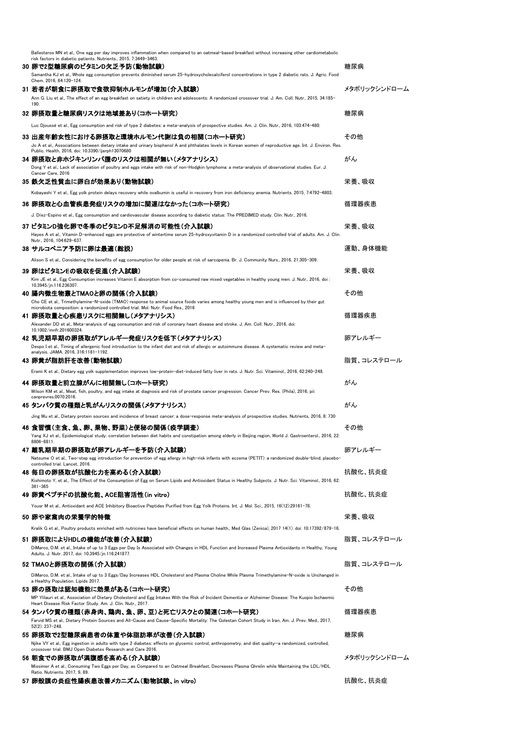Ballesteros MN et al., One egg per day improves inflammation when compared to an oatmeal-based breakfast without increasing other cardiometabolic risk factors in diabetic patients. Nutrients., 2015, 7:3449-3463.

**30 卵で2型糖尿病のビタミンD欠乏予防(動物試験)** 糖尿病

Samantha KJ et al., Whole egg consumption prevents diminished serum 25-hydroxycholecalciferol concentrations in type 2 diabetic rats. J. Agric. Food Chem. 2016, 64:120-124.

**31 若者が朝食に卵摂取で食欲抑制ホルモンが増加(介入試験)** メタボリックシンドローム

Ann G. Liu et al., The effect of an egg breakfast on satiety in children and adolescents: A randomized crossover trial. J. Am. Coll. Nutr., 2015, 34:185-190.

**32 卵摂取量と糖尿病リスクは地域差あり(コホート研究)** 糖尿病

Luc Djoussé et al., Egg consumption and risk of type 2 diabetes: a meta-analysis of prospective studies. Am. J. Clin. Nutr., 2016, 103:474-480.

**33 出産年齢女性における卵摂取と環境ホルモン代謝は負の相関(コホート研究)** その他

Jo A et al., Associations between dietary intake and urinary bisphenol A and phthalates levels in Korean women of reproductive age. Int. J. Environ. Res. Public. Health, 2016, doi: 10.3390/ijerph13070680

**34 卵摂取と非ホジキンリンパ腫のリスクは相関が無い(メタアナリシス)** がん

Dong Y et al., Lack of association of poultry and eggs intake with risk of non-Hodgkin lymphoma: a meta-analysis of observational studies. Eur. J. Cancer Care, 2016

**35 鉄欠乏性貧血に卵白が効果あり(動物試験)** 栄養、吸収

Kobayashi Y et al., Egg yolk protein delays recovery while ovalbumin is useful in recovery from iron deficiency anemia. Nutrients. 2015, 7:4792-4803.

**36 卵摂取と心血管疾患発症リスクの増加に関連はなかった(コホート研究)** 循環器疾患

J. Díez-Espino et al., Egg consumption and cardiovascular disease according to diabetic status: The PREDIMED study. Clin. Nutr., 2016.

**37 ビタミンD強化卵で冬季のビタミンD不足解消の可能性(介入試験)** 栄養、吸収

Hayes A et al., Vitamin D-enhanced eggs are protective of wintertime serum 25-hydroxyvitamin D in a randomized controlled trial of adults. Am. J. Clin. Nutr., 2016, 104:629-637.

**38 サルコペニア予防に卵は最適(総説)** 運動、身体機能

Alison S et al., Considering the benefits of egg consumption for older people at risk of sarcopenia. Br. J. Community Nurs., 2016, 21:305-309.

**39 卵はビタミンEの吸収を促進(介入試験)** 栄養、吸収

Kim JE et al., Egg Consumption increases Vitamin E absorption from co-consumed raw mixed vegetables in healthy young men. J. Nutr., 2016, doi : 10.3945/jn.116.236307.

**40 腸内微生物叢とTMAOと卵の関係(介入試験)** その他

Cho CE et al., Trimethylamine-N-oxide (TMAO) response to animal source foods varies among healthy young men and is influenced by their gut microbiota composition: a randomized controlled trial. Mol. Nutr. Food Res., 2016

**41 卵摂取量と心疾患リスクに相関無し(メタアナリシス)** 循環器疾患

Alexander DD et al., Meta-analysis of egg consumption and risk of coronary heart disease and stroke. J. Am. Coll. Nutr., 2016, doi: 10.1002/mnfr.201600324.

**42 乳児期早期の卵摂取がアレルギー発症リスクを低下(メタアナリシス)** 卵アレルギー

Despo I et al., Timing of allergenic food introduction to the infant diet and risk of allergic or autoimmune disease. A systematic review and meta-analysis. JAMA. 2016, 316:1181-1192.

**43 卵黄が脂肪肝を改善(動物試験)** 脂質、コレステロール

Erami K et al., Dietary egg yolk supplementation improves low-protein-diet-induced fatty liver in rats. J. Nutr. Sci. Vitaminol., 2016, 62:240-248.

**44 卵摂取量と前立腺がんに相関無し(コホート研究)** がん

Wilson KM et al., Meat, fish, poultry, and egg intake at diagnosis and risk of prostate cancer progression. Cancer Prev. Res. (Phila), 2016, pii: canprevres.0070.2016.

**45 タンパク質の種類と乳がんリスクの関係(メタアナリシス)** がん

Jing Wu et al., Dietary protein sources and incidence of breast cancer: a dose-response meta-analysis of prospective studies. Nutrients, 2016, 8: 730

**46 食習慣(主食、魚、卵、果物、野菜)と便秘の関係(疫学調査)** その他

Yang XJ et al., Epidemiological study: correlation between diet habits and constipation among elderly in Beijing region, World J. Gastroenterol., 2016, 22: 8806-8811.

**47 離乳期早期の卵摂取が卵アレルギーを予防(介入試験)** 卵アレルギー

Natsume O et al., Two-step egg introduction for prevention of egg allergy in high-risk infants with eczema (PETIT): a randomized double-blind, placebo-controlled trial. Lancet, 2016.

**48 毎日の卵摂取が抗酸化力を高める(介入試験)** 抗酸化、抗炎症

Kishimoto Y, et al., The Effect of the Consumption of Egg on Serum Lipids and Antioxidant Status in Healthy Subjects. J. Nutr. Sci. Vitaminol., 2016, 62: 361-365

**49 卵黄ペプチドの抗酸化能、ACE阻害活性(in vitro)** 抗酸化、抗炎症

Yousr M et al., Antioxidant and ACE Inhibitory Bioactive Peptides Purified from Egg Yolk Proteins. Int. J. Mol. Sci., 2015, 16(12):29161-78.

**50 卵や家禽肉の栄養学的特徴** 栄養、吸収

Kralik G et al., Poultry products enriched with nutricines have beneficial effects on human health., Med Glas (Zenica), 2017 14(1). doi: 10.17392/879-16.

**51 卵摂取によりHDLの機能が改善(介入試験)** 脂質、コレステロール

DiMarco, D.M. et al., Intake of up to 3 Eggs per Day Is Associated with Changes in HDL Function and Increased Plasma Antioxidants in Healthy, Young Adults. J. Nutr. 2017, doi: 10.3945/jn.116.241877.

**52 TMAOと卵摂取の関係(介入試験)** 脂質、コレステロール

DiMarco, D.M. et al., Intake of up to 3 Eggs/Day Increases HDL Cholesterol and Plasma Choline While Plasma Trimethylamine-N-oxide is Unchanged in a Healthy Population. Lipids 2017.

**53 卵の摂取は認知機能に効果がある(コホート研究)** その他

MP Ylilauri et al., Association of Dietary Cholesterol and Egg Intakes With the Risk of Incident Dementia or Alzheimer Disease: The Kuopio Ischaemic Heart Disease Risk Factor Study. Am. J. Clin. Nutr., 2017.

**54 タンパク質の種類(赤身肉、鶏肉、魚、卵、豆)と死亡リスクとの関連(コホート研究)** 循環器疾患

Farvid MS et al., Dietary Protein Sources and All-Cause and Cause-Specific Mortality: The Golestan Cohort Study in Iran, Am. J. Prev. Med., 2017, 52(2): 237-248.

**55 卵摂取で2型糖尿病患者の体重や体脂肪率が改善(介入試験)** 糖尿病

Njike VY et al., Egg ingestion in adults with type 2 diabetes: effects on glycemic control, anthropometry, and diet quality—a randomized, controlled, crossover trial. BMJ Open Diabetes Research and Care 2016.

**56 朝食での卵摂取が満腹感を高める(介入試験)** メタボリックシンドローム

Missimer A et al., Consuming Two Eggs per Day, as Compared to an Oatmeal Breakfast, Decreases Plasma Ghrelin while Maintaining the LDL/HDL Ratio. Nutrients. 2017, 9, 89.

**57 卵殻膜の炎症性腸疾患改善メカニズム(動物試験、in vitro)** 抗酸化、抗炎症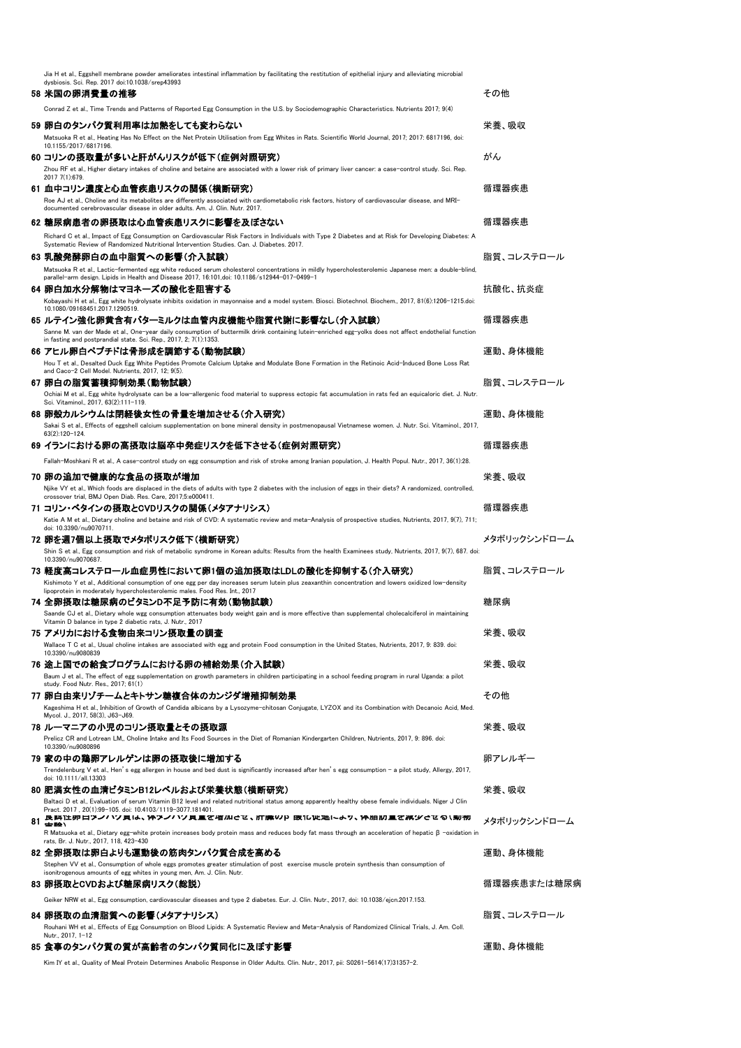Jia H et al., Eggshell membrane powder ameliorates intestinal inflammation by facilitating the restitution of epithelial injury and alleviating microbial dysbiosis. Sci. Rep. 2017 doi:10.1038/srep43993

**58 米国の卵消費量の推移** その他

Conrad Z et al., Time Trends and Patterns of Reported Egg Consumption in the U.S. by Sociodemographic Characteristics. Nutrients 2017; 9(4)

**59 卵白のタンパク質利用率は加熱をしても変わらない** 栄養、吸収

Matsuoka R et al., Heating Has No Effect on the Net Protein Utilisation from Egg Whites in Rats. Scientific World Journal, 2017; 2017: 6817196, doi: 10.1155/2017/6817196.

**60 コリンの摂取量が多いと肝がんリスクが低下（症例対照研究）** がん

Zhou RF et al., Higher dietary intakes of choline and betaine are associated with a lower risk of primary liver cancer: a case-control study. Sci. Rep. 2017 7(1):679.

**61 血中コリン濃度と心血管疾患リスクの関係（横断研究）** 循環器疾患

Roe AJ et al., Choline and its metabolites are differently associated with cardiometabolic risk factors, history of cardiovascular disease, and MRI-documented cerebrovascular disease in older adults. Am. J. Clin. Nutr. 2017.

**62 糖尿病患者の卵摂取は心血管疾患リスクに影響を及ぼさない** 循環器疾患

Richard C et al., Impact of Egg Consumption on Cardiovascular Risk Factors in Individuals with Type 2 Diabetes and at Risk for Developing Diabetes: A Systematic Review of Randomized Nutritional Intervention Studies. Can. J. Diabetes. 2017.

**63 乳酸発酵卵白の血中脂質への影響（介入試験）** 脂質、コレステロール

Matsuoka R et al., Lactic-fermented egg white reduced serum cholesterol concentrations in mildly hypercholesterolemic Japanese men: a double-blind, parallel-arm design. Lipids in Health and Disease 2017, 16:101,doi: 10.1186/s12944-017-0499-1

**64 卵白加水分解物はマヨネーズの酸化を阻害する** 抗酸化、抗炎症

Kobayashi H et al., Egg white hydrolysate inhibits oxidation in mayonnaise and a model system. Biosci. Biotechnol. Biochem., 2017, 81(6):1206-1215.doi: 10.1080/09168451.2017.1290519.

**65 ルテイン強化卵黄含有バターミルクは血管内皮機能や脂質代謝に影響なし（介入試験）** 循環器疾患

Sanne M. van der Made et al., One-year daily consumption of buttermilk drink containing lutein-enriched egg-yolks does not affect endothelial function in fasting and postprandial state. Sci. Rep., 2017, 2; 7(1):1353.

**66 アヒル卵白ペプチドは骨形成を調節する（動物試験）** 運動、身体機能

Hou T et al., Desalted Duck Egg White Peptides Promote Calcium Uptake and Modulate Bone Formation in the Retinoic Acid-Induced Bone Loss Rat and Caco-2 Cell Model. Nutrients, 2017, 12; 9(5).

**67 卵白の脂質蓄積抑制効果（動物試験）** 脂質、コレステロール

Ochiai M et al., Egg white hydrolysate can be a low-allergenic food material to suppress ectopic fat accumulation in rats fed an equicaloric diet. J. Nutr. Sci. Vitaminol., 2017, 63(2):111-119.

**68 卵殻カルシウムは閉経後女性の骨量を増加させる（介入研究）** 運動、身体機能

Sakai S et al., Effects of eggshell calcium supplementation on bone mineral density in postmenopausal Vietnamese women. J. Nutr. Sci. Vitaminol., 2017, 63(2):120-124.

**69 イランにおける卵の高摂取は脳卒中発症リスクを低下させる（症例対照研究）** 循環器疾患

Fallah-Moshkani R et al., A case-control study on egg consumption and risk of stroke among Iranian population, J. Health Popul. Nutr., 2017, 36(1):28.

**70 卵の追加で健康的な食品の摂取が増加** 栄養、吸収

Njike VY et al., Which foods are displaced in the diets of adults with type 2 diabetes with the inclusion of eggs in their diets? A randomized, controlled, crossover trial, BMJ Open Diab. Res. Care, 2017;5:e000411.

**71 コリン・ベタインの摂取とCVDリスクの関係（メタアナリシス）** 循環器疾患

Katie A M et al., Dietary choline and betaine and risk of CVD: A systematic review and meta-Analysis of prospective studies, Nutrients, 2017, 9(7), 711; doi: 10.3390/nu9070711.

**72 卵を週7個以上摂取でメタボリスク低下（横断研究）** メタボリックシンドローム

Shin S et al., Egg consumption and risk of metabolic syndrome in Korean adults: Results from the health Examinees study, Nutrients, 2017, 9(7), 687. doi: 10.3390/nu9070687.

**73 軽度高コレステロール血症男性において卵1個の追加摂取はLDLの酸化を抑制する（介入研究）** 脂質、コレステロール

Kishimoto Y et al., Additional consumption of one egg per day increases serum lutein plus zeaxanthin concentration and lowers oxidized low-density lipoprotein in moderately hypercholesterolemic males. Food Res. Int., 2017

**74 全卵摂取は糖尿病のビタミンD不足予防に有効（動物試験）** 糖尿病

Saande CJ et al., Dietary whole wgg consumption attenuates body weight gain and is more effective than supplemental cholecalciferol in maintaining Vitamin D balance in type 2 diabetic rats, J. Nutr., 2017

**75 アメリカにおける食物由来コリン摂取量の調査** 栄養、吸収

Wallace T C et al., Usual choline intakes are associated with egg and protein Food consumption in the United States, Nutrients, 2017, 9: 839. doi: 10.3390/nu9080839

**76 途上国での給食プログラムにおける卵の補給効果（介入試験）** 栄養、吸収

Baum J et al., The effect of egg supplementation on growth parameters in children participating in a school feeding program in rural Uganda: a pilot study. Food Nutr. Res., 2017; 61(1)

**77 卵白由来リゾチームとキトサン糖複合体のカンジダ増殖抑制効果** その他

Kageshima H et al., Inhibition of Growth of Candida albicans by a Lysozyme-chitosan Conjugate, LYZOX and its Combination with Decanoic Acid, Med. Mycol. J., 2017, 58(3), J63-J69.

**78 ルーマニアの小児のコリン摂取量とその摂取源** 栄養、吸収

Prelicz CR and Lotrean LM., Choline Intake and Its Food Sources in the Diet of Romanian Kindergarten Children, Nutrients, 2017, 9: 896. doi: 10.3390/nu9080896

**79 家の中の鶏卵アレルゲンは卵の摂取後に増加する** 卵アレルギー

Trendelenburg V et al., Hen' s egg allergen in house and bed dust is significantly increased after hen' s egg consumption - a pilot study, Allergy, 2017, doi: 10.1111/all.13303

**80 肥満女性の血清ビタミンB12レベルおよび栄養状態（横断研究）** 栄養、吸収

Baltaci D et al., Evaluation of serum Vitamin B12 level and related nutritional status among apparently healthy obese female individuals. Niger J Clin Pract. 2017 , 20(1):99-105. doi: 10.4103/1119-3077.181401.

**81 食餌性卵白タンパク質は、体タンパク質量を増加させ、肝臓のβ酸化促進により、体脂肪量を減少させる（動物実験）** メタボリックシンドローム

R Matsuoka et al., Dietary egg-white protein increases body protein mass and reduces body fat mass through an acceleration of hepatic β -oxidation in rats, Br. J. Nutr., 2017, 118, 423-430

**82 全卵摂取は卵白よりも運動後の筋肉タンパク質合成を高める** 運動、身体機能

Stephen VV et al., Consumption of whole eggs promotes greater stimulation of post exercise muscle protein synthesis than consumption of isonitrogenous amounts of egg whites in young men, Am. J. Clin. Nutr.

**83 卵摂取とCVDおよび糖尿病リスク（総説）** 循環器疾患または糖尿病

Geiker NRW et al., Egg consumption, cardiovascular diseases and type 2 diabetes. Eur. J. Clin. Nutr., 2017, doi: 10.1038/ejcn.2017.153.

**84 卵摂取の血清脂質への影響（メタアナリシス）** 脂質、コレステロール

Rouhani WH et al., Effects of Egg Consumption on Blood Lipids: A Systematic Review and Meta-Analysis of Randomized Clinical Trials, J. Am. Coll. Nutr., 2017, 1-12

**85 食事のタンパク質の質が高齢者のタンパク質同化に及ぼす影響** 運動、身体機能

Kim IY et al., Quality of Meal Protein Determines Anabolic Response in Older Adults. Clin. Nutr., 2017, pii: S0261-5614(17)31357-2.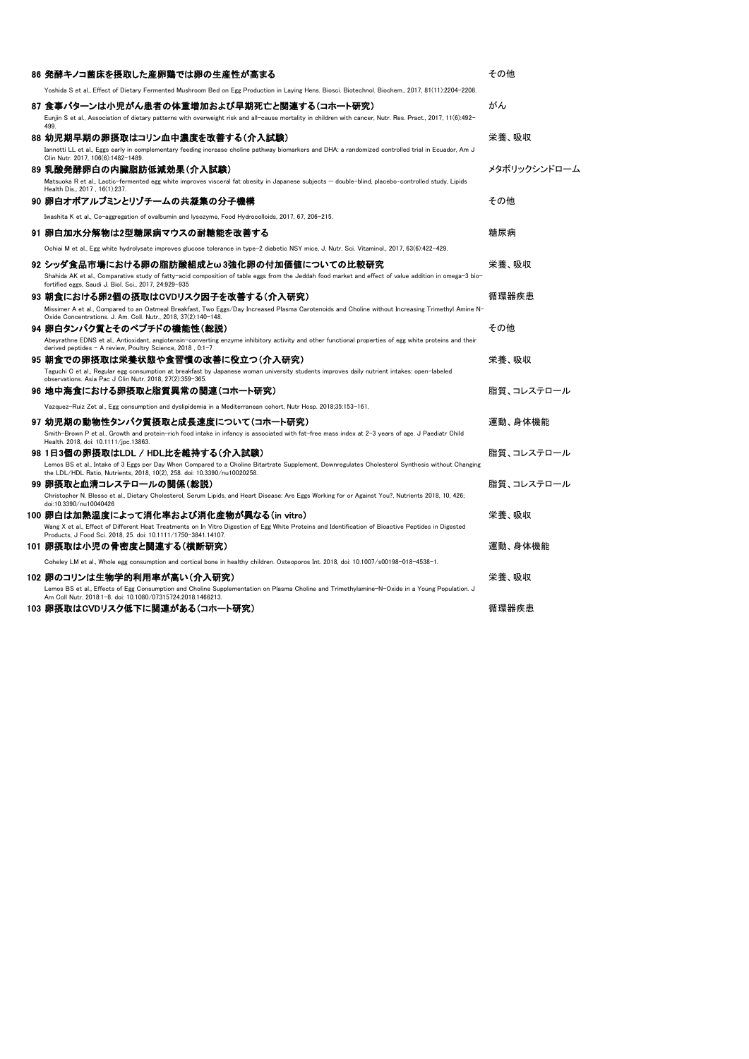**86 発酵キノコ菌床を摂取した産卵鶏では卵の生産性が高まる** — その他

Yoshida S et al., Effect of Dietary Fermented Mushroom Bed on Egg Production in Laying Hens. Biosci. Biotechnol. Biochem., 2017, 81(11):2204-2208.

**87 食事パターンは小児がん患者の体重増加および早期死亡と関連する(コホート研究)** — がん

Eunjin S et al., Association of dietary patterns with overweight risk and all-cause mortality in children with cancer, Nutr. Res. Pract., 2017, 11(6):492-499.

**88 幼児期早期の卵摂取はコリン血中濃度を改善する(介入試験)** — 栄養、吸収

Iannotti LL et al., Eggs early in complementary feeding increase choline pathway biomarkers and DHA: a randomized controlled trial in Ecuador, Am J Clin Nutr. 2017, 106(6):1482-1489.

**89 乳酸発酵卵白の内臓脂肪低減効果(介入試験)** — メタボリックシンドローム

Matsuoka R et al., Lactic-fermented egg white improves visceral fat obesity in Japanese subjects — double-blind, placebo-controlled study, Lipids Health Dis., 2017, 16(1):237.

**90 卵白オボアルブミンとリゾチームの共凝集の分子機構** — その他

Iwashita K et al., Co-aggregation of ovalbumin and lysozyme, Food Hydrocolloids, 2017, 67, 206-215.

**91 卵白加水分解物は2型糖尿病マウスの耐糖能を改善する** — 糖尿病

Ochiai M et al., Egg white hydrolysate improves glucose tolerance in type-2 diabetic NSY mice, J. Nutr. Sci. Vitaminol., 2017, 63(6):422-429.

**92 シッダ食品市場における卵の脂肪酸組成とω3強化卵の付加価値についての比較研究** — 栄養、吸収

Shahida AK et al., Comparative study of fatty-acid composition of table eggs from the Jeddah food market and effect of value addition in omega-3 bio-fortified eggs, Saudi J. Biol. Sci., 2017, 24:929-935

**93 朝食における卵2個の摂取はCVDリスク因子を改善する(介入研究)** — 循環器疾患

Missimer A et al., Compared to an Oatmeal Breakfast, Two Eggs/Day Increased Plasma Carotenoids and Choline without Increasing Trimethyl Amine N-Oxide Concentrations. J. Am. Coll. Nutr., 2018, 37(2):140-148.

**94 卵白タンパク質とそのペプチドの機能性(総説)** — その他

Abeyrathne EDNS et al., Antioxidant, angiotensin-converting enzyme inhibitory activity and other functional properties of egg white proteins and their derived peptides - A review, Poultry Science, 2018, 0:1-7

**95 朝食での卵摂取は栄養状態や食習慣の改善に役立つ(介入研究)** — 栄養、吸収

Taguchi C et al., Regular egg consumption at breakfast by Japanese woman university students improves daily nutrient intakes: open-labeled observations. Asia Pac J Clin Nutr. 2018, 27(2):359-365.

**96 地中海食における卵摂取と脂質異常の関連(コホート研究)** — 脂質、コレステロール

Vazquez-Ruiz Zet al., Egg consumption and dyslipidemia in a Mediterranean cohort, Nutr Hosp. 2018;35:153-161.

**97 幼児期の動物性タンパク質摂取と成長速度について(コホート研究)** — 運動、身体機能

Smith-Brown P et al., Growth and protein-rich food intake in infancy is associated with fat-free mass index at 2-3 years of age. J Paediatr Child Health. 2018, doi: 10.1111/jpc.13863.

**98 1日3個の卵摂取はLDL / HDL比を維持する(介入試験)** — 脂質、コレステロール

Lemos BS et al., Intake of 3 Eggs per Day When Compared to a Choline Bitartrate Supplement, Downregulates Cholesterol Synthesis without Changing the LDL/HDL Ratio. Nutrients. 2018, 10(2). 258. doi: 10.3390/nu10020258.

**99 卵摂取と血清コレステロールの関係(総説)** — 脂質、コレステロール

Christopher N. Blesso et al., Dietary Cholesterol, Serum Lipids, and Heart Disease: Are Eggs Working for or Against You?, Nutrients 2018, 10, 426; doi:10.3390/nu10040426

**100 卵白は加熱温度によって消化率および消化産物が異なる(in vitro)** — 栄養、吸収

Wang X et al., Effect of Different Heat Treatments on In Vitro Digestion of Egg White Proteins and Identification of Bioactive Peptides in Digested Products, J Food Sci. 2018, 25. doi: 10.1111/1750-3841.14107.

**101 卵摂取は小児の骨密度と関連する(横断研究)** — 運動、身体機能

Coheley LM et al., Whole egg consumption and cortical bone in healthy children. Osteoporos Int. 2018, doi: 10.1007/s00198-018-4538-1.

**102 卵のコリンは生物学的利用率が高い(介入研究)** — 栄養、吸収

Lemos BS et al., Effects of Egg Consumption and Choline Supplementation on Plasma Choline and Trimethylamine-N-Oxide in a Young Population. J Am Coll Nutr. 2018:1-8. doi: 10.1080/07315724.2018.1466213.

**103 卵摂取はCVDリスク低下に関連がある(コホート研究)** — 循環器疾患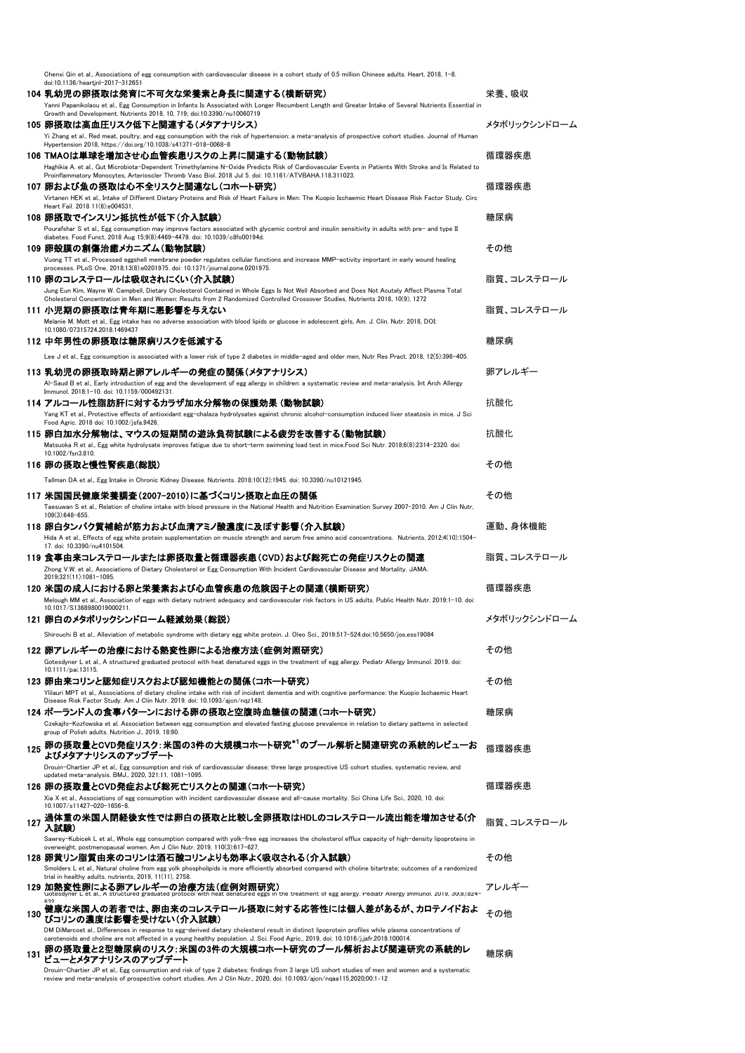Chenxi Qin et al., Associations of egg consumption with cardiovascular disease in a cohort study of 0.5 million Chinese adults. Heart. 2018, 1-8. doi:10.1136/heartjnl-2017-312651

| No. | タイトル・文献 | 分類 |
|---|---|---|
| 104 | **乳幼児の卵摂取は発育に不可欠な栄養素と身長に関連する（横断研究）**<br>Yanni Papanikolaou et al., Egg Consumption in Infants Is Associated with Longer Recumbent Length and Greater Intake of Several Nutrients Essential in Growth and Development. Nutrients 2018, 10, 719; doi:10.3390/nu10060719 | 栄養、吸収 |
| 105 | **卵摂取は高血圧リスク低下と関連する（メタアナリシス）**<br>Yi Zhang et al., Red meat, poultry, and egg consumption with the risk of hypertension: a meta-analysis of prospective cohort studies. Journal of Human Hypertension 2018, https://doi.org/10.1038/s41371-018-0068-8 | メタボリックシンドローム |
| 106 | **TMAOは単球を増加させ心血管疾患リスクの上昇に関連する（動物試験）**<br>Haghikia A. et al., Gut Microbiota-Dependent Trimethylamine N-Oxide Predicts Risk of Cardiovascular Events in Patients With Stroke and Is Related to Proinflammatory Monocytes, Arterioscler Thromb Vasc Biol. 2018 Jul 5. doi: 10.1161/ATVBAHA.118.311023. | 循環器疾患 |
| 107 | **卵および魚の摂取は心不全リスクと関連なし（コホート研究）**<br>Virtanen HEK et al., Intake of Different Dietary Proteins and Risk of Heart Failure in Men: The Kuopio Ischaemic Heart Disease Risk Factor Study. Circ Heart Fail. 2018 11(6):e004531. | 循環器疾患 |
| 108 | **卵摂取でインスリン抵抗性が低下（介入試験）**<br>Pourafshar S et al., Egg consumption may improve factors associated with glycemic control and insulin sensitivity in adults with pre- and type II diabetes. Food Funct. 2018 Aug 15;9(8):4469-4479. doi: 10.1039/c8fo00194d. | 糖尿病 |
| 109 | **卵殻膜の創傷治癒メカニズム（動物試験）**<br>Vuong TT et al., Processed eggshell membrane powder regulates cellular functions and increase MMP-activity important in early wound healing processes. PLoS One. 2018;13(8):e0201975. doi: 10.1371/journal.pone.0201975. | その他 |
| 110 | **卵のコレステロールは吸収されにくい（介入試験）**<br>Jung Eun Kim, Wayne W. Campbell, Dietary Cholesterol Contained in Whole Eggs Is Not Well Absorbed and Does Not Acutely Affect Plasma Total Cholesterol Concentration in Men and Women: Results from 2 Randomized Controlled Crossover Studies, Nutrients 2018, 10(9), 1272 | 脂質、コレステロール |
| 111 | **小児期の卵摂取は青年期に悪影響を与えない**<br>Melanie M. Mott et al., Egg intake has no adverse association with blood lipids or glucose in adolescent girls, Am. J. Clin. Nutr. 2018, DOI: 10.1080/07315724.2018.1469437 | 脂質、コレステロール |
| 112 | **中年男性の卵摂取は糖尿病リスクを低減する**<br>Lee J et al., Egg consumption is associated with a lower risk of type 2 diabetes in middle-aged and older men, Nutr Res Pract. 2018, 12(5):396-405. | 糖尿病 |
| 113 | **乳幼児の卵摂取時期と卵アレルギーの発症の関係（メタアナリシス）**<br>Al-Saud B et al., Early introduction of egg and the development of egg allergy in children: a systematic review and meta-analysis. Int Arch Allergy Immunol. 2018:1-10. doi: 10.1159/000492131. | 卵アレルギー |
| 114 | **アルコール性脂肪肝に対するカラザ加水分解物の保護効果（動物試験）**<br>Yang KT et al., Protective effects of antioxidant egg-chalaza hydrolysates against chronic alcohol-consumption induced liver steatosis in mice. J Sci Food Agric. 2018 doi: 10.1002/jsfa.9426. | 抗酸化 |
| 115 | **卵白加水分解物は、マウスの短期間の遊泳負荷試験による疲労を改善する（動物試験）**<br>Matsuoka R et al., Egg white hydrolysate improves fatigue due to short-term swimming load test in mice.Food Sci Nutr. 2018;6(8):2314-2320. doi: 10.1002/fsn3.810. | 抗酸化 |
| 116 | **卵の摂取と慢性腎疾患（総説）**<br>Tallman DA et al., Egg Intake in Chronic Kidney Disease. Nutrients. 2018;10(12):1945. doi: 10.3390/nu10121945. | その他 |
| 117 | **米国国民健康栄養調査（2007-2010）に基づくコリン摂取と血圧の関係**<br>Taesuwan S et al., Relation of choline intake with blood pressure in the National Health and Nutrition Examination Survey 2007-2010. Am J Clin Nutr, 109(3):648-655. | その他 |
| 118 | **卵白タンパク質補給が筋力および血清アミノ酸濃度に及ぼす影響（介入試験）**<br>Hida A et al., Effects of egg white protein supplementation on muscle strength and serum free amino acid concentrations. Nutrients. 2012;4(10):1504-17. doi: 10.3390/nu4101504. | 運動、身体機能 |
| 119 | **食事由来コレステロールまたは卵摂取量と循環器疾患（CVD）および総死亡の発症リスクとの関連**<br>Zhong V.W. et al., Associations of Dietary Cholesterol or Egg Consumption With Incident Cardiovascular Disease and Mortality. JAMA. 2019;321(11):1081-1095. | 脂質、コレステロール |
| 120 | **米国の成人における卵と栄養素および心血管疾患の危険因子との関連（横断研究）**<br>Melough MM et al., Association of eggs with dietary nutrient adequacy and cardiovascular risk factors in US adults. Public Health Nutr. 2019:1-10. doi: 10.1017/S1368980019000211. | 循環器疾患 |
| 121 | **卵白のメタボリックシンドローム軽減効果（総説）**<br>Shirouchi B et al., Alleviation of metabolic syndrome with dietary egg white protein. J. Oleo Sci., 2019:517-524.doi:10.5650/jos.ess19084 | メタボリックシンドローム |
| 122 | **卵アレルギーの治療における熱変性卵による治療方法（症例対照研究）**<br>Gotesdyner L et al., A structured graduated protocol with heat denatured eggs in the treatment of egg allergy. Pediatr Allergy Immunol. 2019. doi: 10.1111/pai.13115. | その他 |
| 123 | **卵由来コリンと認知症リスクおよび認知機能との関係（コホート研究）**<br>Ylilauri MPT et al., Associations of dietary choline intake with risk of incident dementia and with cognitive performance: the Kuopio Ischaemic Heart Disease Risk Factor Study. Am J Clin Nutr. 2019. doi: 10.1093/ajcn/nqz148. | その他 |
| 124 | **ポーランド人の食事パターンにおける卵の摂取と空腹時血糖値の関連（コホート研究）**<br>Czekajło-Kozłowska et al. Association between egg consumption and elevated fasting glucose prevalence in relation to dietary patterns in selected group of Polish adults. Nutrition J., 2019, 18:90. | 糖尿病 |
| 125 | **卵の摂取量とCVD発症リスク：米国の3件の大規模コホート研究[*1]のプール解析と関連研究の系統的レビューおよびメタアナリシスのアップデート**<br>Drouin-Chartier JP et al., Egg consumption and risk of cardiovascular disease: three large prospective US cohort studies, systematic review, and updated meta-analysis. BMJ., 2020, 321:11. 1081-1095. | 循環器疾患 |
| 126 | **卵の摂取量とCVD発症および総死亡リスクとの関連（コホート研究）**<br>Xia X et al., Associations of egg consumption with incident cardiovascular disease and all-cause mortality. Sci China Life Sci., 2020, 10. doi: 10.1007/s11427-020-1656-8. | 循環器疾患 |
| 127 | **過体重の米国人閉経後女性では卵白の摂取と比較し全卵摂取はHDLのコレステロール流出能を増加させる（介入試験）**<br>Sawrey-Kubicek L et al., Whole egg consumption compared with yolk-free egg increases the cholesterol efflux capacity of high-density lipoproteins in overweight, postmenopausal women. Am J Clin Nutr. 2019, 110(3):617-627. | 脂質、コレステロール |
| 128 | **卵黄リン脂質由来のコリンは酒石酸コリンよりも効率よく吸収される（介入試験）**<br>Smolders L et al., Natural choline from egg yolk phospholipids is more efficiently absorbed compared with choline bitartrate; outcomes of a randomized trial in healthy adults. nutrients, 2019, 11(11), 2758. | その他 |
| 129 | **加熱変性卵による卵アレルギーの治療方法（症例対照研究）**<br>Gotesdyner L et al., A structured graduated protocol with heat denatured eggs in the treatment of egg allergy. Pediatr Allergy Immunol. 2019, 30(8):824-832 | アレルギー |
| 130 | **健康な米国人の若者では、卵由来のコレステロール摂取に対する応答性には個人差があるが、カロテノイドおよびコリンの濃度は影響を受けない（介入試験）**<br>DM DiMarcoet al., Differences in response to egg-derived dietary cholesterol result in distinct lipoprotein profiles while plasma concentrations of carotenoids and choline are not affected in a young healthy population. J. Sci. Food Agric., 2019, doi: 10.1016/j.jafr.2019.100014. | その他 |
| 131 | **卵の摂取量と2型糖尿病のリスク：米国の3件の大規模コホート研究のプール解析および関連研究の系統的レビューとメタアナリシスのアップデート**<br>Drouin-Chartier JP et al., Egg consumption and risk of type 2 diabetes: findings from 3 large US cohort studies of men and women and a systematic review and meta-analysis of prospective cohort studies. Am J Clin Nutr., 2020, doi: 10.1093/ajcn/nqaa115,2020;00:1-12 | 糖尿病 |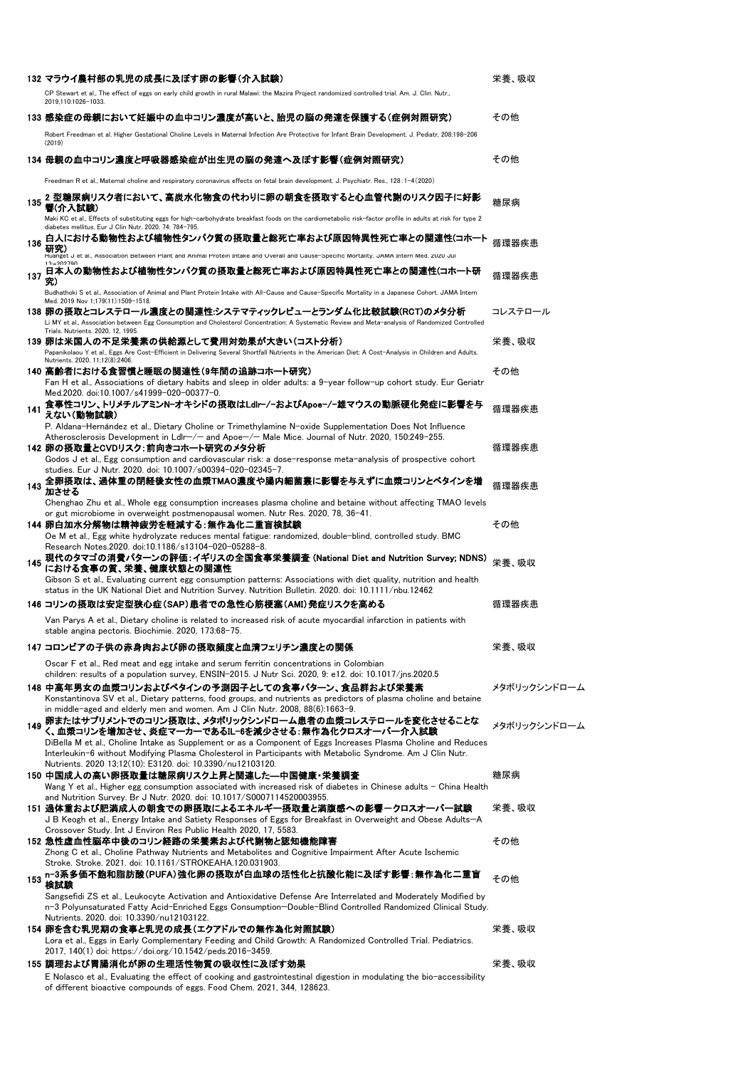| No. | タイトル / 文献 | 分類 |
| --- | --- | --- |
| 132 | **マラウイ農村部の乳児の成長に及ぼす卵の影響(介入試験)**<br>CP Stewart et al., The effect of eggs on early child growth in rural Malawi: the Mazira Project randomized controlled trial. Am. J. Clin. Nutr., 2019,110:1026-1033. | 栄養、吸収 |
| 133 | **感染症の母親において妊娠中の血中コリン濃度が高いと、胎児の脳の発達を保護する(症例対照研究)**<br>Robert Freedman et al. Higher Gestational Choline Levels in Maternal Infection Are Protective for Infant Brain Development. J. Pediatr, 208:198-206 (2019) | その他 |
| 134 | **母親の血中コリン濃度と呼吸器感染症が出生児の脳の発達へ及ぼす影響(症例対照研究)**<br>Freedman R et al., Maternal choline and respiratory coronavirus effects on fetal brain development. J. Psychiatr. Res., 128:1-4(2020) | その他 |
| 135 | **2 型糖尿病リスク者において、高炭水化物食の代わりに卵の朝食を摂取すると心血管代謝のリスク因子に好影響(介入試験)**<br>Maki KC et al., Effects of substituting eggs for high-carbohydrate breakfast foods on the cardiometabolic risk-factor profile in adults at risk for type 2 diabetes mellitus. Eur J Clin Nutr. 2020, 74: 784-795. | 糖尿病 |
| 136 | **白人における動物性および植物性タンパク質の摂取量と総死亡率および原因特異性死亡率との関連性(コホート研究)**<br>Huanget J et al., Association Between Plant and Animal Protein Intake and Overall and Cause-Specific Mortality. JAMA Intern Med. 2020 Jul 13:e202790 | 循環器疾患 |
| 137 | **日本人の動物性および植物性タンパク質の摂取量と総死亡率および原因特異性死亡率との関連性(コホート研究)**<br>Budhathoki S et al., Association of Animal and Plant Protein Intake with All-Cause and Cause-Specific Mortality in a Japanese Cohort. JAMA Intern Med. 2019 Nov 1;179(11):1509-1518. | 循環器疾患 |
| 138 | **卵の摂取とコレステロール濃度との関連性:システマティックレビューとランダム化比較試験(RCT)のメタ分析**<br>Li MY et al., Association between Egg Consumption and Cholesterol Concentration: A Systematic Review and Meta-analysis of Randomized Controlled Trials. Nutrients. 2020, 12, 1995. | コレステロール |
| 139 | **卵は米国人の不足栄養素の供給源として費用対効果が大きい(コスト分析)**<br>Papanikolaou Y et al., Eggs Are Cost-Efficient in Delivering Several Shortfall Nutrients in the American Diet: A Cost-Analysis in Children and Adults. Nutrients. 2020, 11;12(8):2406. | 栄養、吸収 |
| 140 | **高齢者における食習慣と睡眠の関連性(9年間の追跡コホート研究)**<br>Fan H et al., Associations of dietary habits and sleep in older adults: a 9-year follow-up cohort study. Eur Geriatr Med.2020. doi:10.1007/s41999-020-00377-0. | その他 |
| 141 | **食事性コリン、トリメチルアミンN-オキシドの摂取はLdlr-/-およびApoe-/-雄マウスの動脈硬化発症に影響を与えない(動物試験)**<br>P. Aldana-Hernández et al., Dietary Choline or Trimethylamine N-oxide Supplementation Does Not Influence Atherosclerosis Development in Ldlr−/− and Apoe−/− Male Mice. Journal of Nutr. 2020, 150:249-255. | 循環器疾患 |
| 142 | **卵の摂取量とCVDリスク:前向きコホート研究のメタ分析**<br>Godos J et al., Egg consumption and cardiovascular risk: a dose-response meta-analysis of prospective cohort studies. Eur J Nutr. 2020. doi: 10.1007/s00394-020-02345-7. | 循環器疾患 |
| 143 | **全卵摂取は、過体重の閉経後女性の血漿TMAO濃度や腸内細菌叢に影響を与えずに血漿コリンとベタインを増加させる**<br>Chenghao Zhu et al., Whole egg consumption increases plasma choline and betaine without affecting TMAO levels or gut microbiome in overweight postmenopausal women. Nutr Res. 2020, 78, 36-41. | 循環器疾患 |
| 144 | **卵白加水分解物は精神疲労を軽減する:無作為化二重盲検試験**<br>Oe M et al., Egg white hydrolyzate reduces mental fatigue: randomized, double-blind, controlled study. BMC Research Notes.2020. doi:10.1186/s13104-020-05288-8. | その他 |
| 145 | **現代のタマゴの消費パターンの評価:イギリスの全国食事栄養調査 (National Diet and Nutrition Survey; NDNS)における食事の質、栄養、健康状態との関連性**<br>Gibson S et al., Evaluating current egg consumption patterns: Associations with diet quality, nutrition and health status in the UK National Diet and Nutrition Survey. Nutrition Bulletin. 2020. doi: 10.1111/nbu.12462 | 栄養、吸収 |
| 146 | **コリンの摂取は安定型狭心症(SAP)患者での急性心筋梗塞(AMI)発症リスクを高める**<br>Van Parys A et al., Dietary choline is related to increased risk of acute myocardial infarction in patients with stable angina pectoris. Biochimie. 2020, 173:68-75. | 循環器疾患 |
| 147 | **コロンビアの子供の赤身肉および卵の摂取頻度と血清フェリチン濃度との関係**<br>Oscar F et al., Red meat and egg intake and serum ferritin concentrations in Colombian children: results of a population survey, ENSIN-2015. J Nutr Sci. 2020, 9: e12. doi: 10.1017/jns.2020.5 | 栄養、吸収 |
| 148 | **中高年男女の血漿コリンおよびベタインの予測因子としての食事パターン、食品群および栄養素**<br>Konstantinova SV et al., Dietary patterns, food groups, and nutrients as predictors of plasma choline and betaine in middle-aged and elderly men and women. Am J Clin Nutr. 2008, 88(6):1663-9. | メタボリックシンドローム |
| 149 | **卵またはサプリメントでのコリン摂取は、メタボリックシンドローム患者の血漿コレステロールを変化させることなく、血漿コリンを増加させ、炎症マーカーであるIL-6を減少させる:無作為化クロスオーバー介入試験**<br>DiBella M et al., Choline Intake as Supplement or as a Component of Eggs Increases Plasma Choline and Reduces Interleukin-6 without Modifying Plasma Cholesterol in Participants with Metabolic Syndrome. Am J Clin Nutr. Nutrients. 2020 13;12(10): E3120. doi: 10.3390/nu12103120. | メタボリックシンドローム |
| 150 | **中国成人の高い卵摂取量は糖尿病リスク上昇と関連した―中国健康・栄養調査**<br>Wang Y et al., Higher egg consumption associated with increased risk of diabetes in Chinese adults – China Health and Nutrition Survey. Br J Nutr. 2020. doi: 10.1017/S0007114520003955. | 糖尿病 |
| 151 | **過体重および肥満成人の朝食での卵摂取によるエネルギー摂取量と満腹感への影響ークロスオーバー試験**<br>J B Keogh et al., Energy Intake and Satiety Responses of Eggs for Breakfast in Overweight and Obese Adults—A Crossover Study. Int J Environ Res Public Health 2020, 17, 5583. | 栄養、吸収 |
| 152 | **急性虚血性脳卒中後のコリン経路の栄養素および代謝物と認知機能障害**<br>Zhong C et al., Choline Pathway Nutrients and Metabolites and Cognitive Impairment After Acute Ischemic Stroke. Stroke. 2021. doi: 10.1161/STROKEAHA.120.031903. | その他 |
| 153 | **n-3系多価不飽和脂肪酸(PUFA)強化卵の摂取が白血球の活性化と抗酸化能に及ぼす影響:無作為化二重盲検試験**<br>Sangsefidi ZS et al., Leukocyte Activation and Antioxidative Defense Are Interrelated and Moderately Modified by n-3 Polyunsaturated Fatty Acid-Enriched Eggs Consumption—Double-Blind Controlled Randomized Clinical Study. Nutrients. 2020. doi: 10.3390/nu12103122. | その他 |
| 154 | **卵を含む乳児期の食事と乳児の成長(エクアドルでの無作為化対照試験)**<br>Lora et al., Eggs in Early Complementary Feeding and Child Growth: A Randomized Controlled Trial. Pediatrics. 2017, 140(1) doi: https://doi.org/10.1542/peds.2016-3459. | 栄養、吸収 |
| 155 | **調理および胃腸消化が卵の生理活性物質の吸収性に及ぼす効果**<br>E Nolasco et al., Evaluating the effect of cooking and gastrointestinal digestion in modulating the bio-accessibility of different bioactive compounds of eggs. Food Chem. 2021, 344, 128623. | 栄養、吸収 |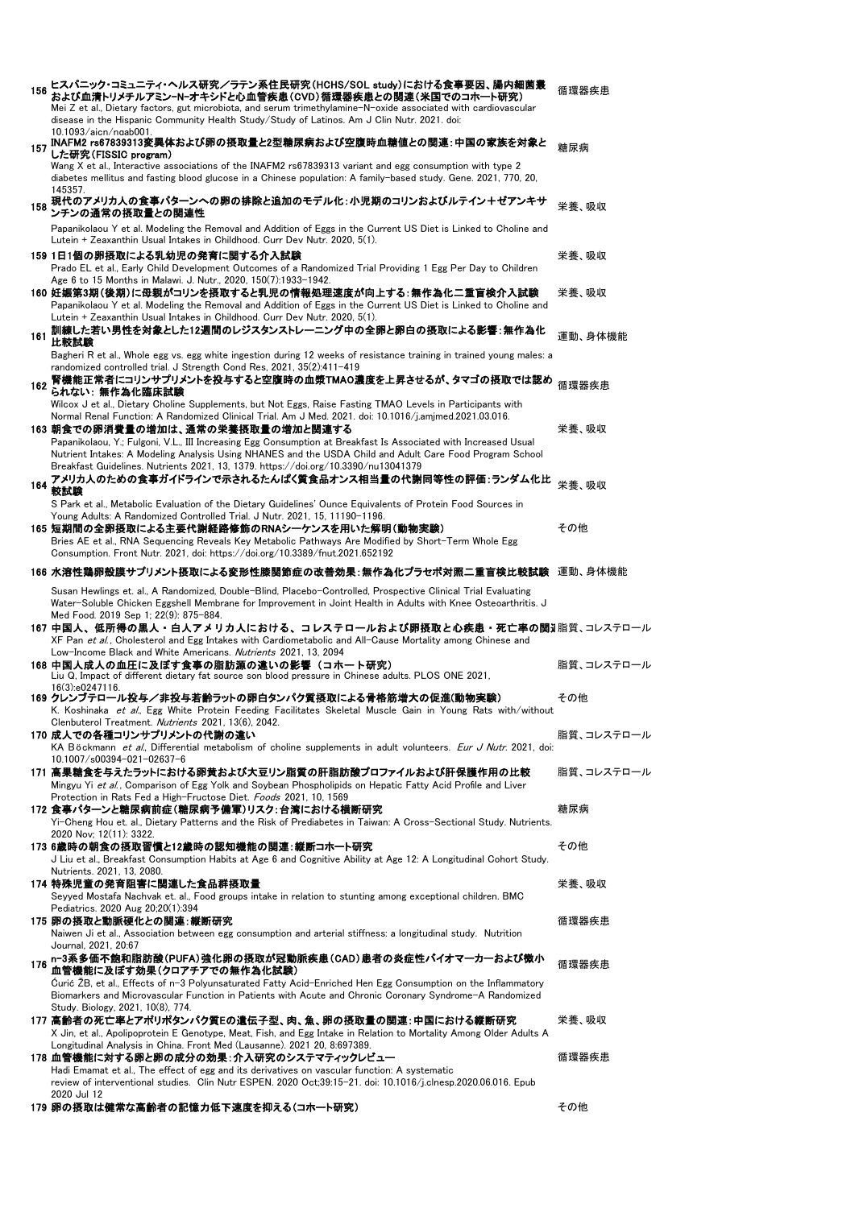| No. | タイトル / 文献 | 分類 |
|---|---|---|
| 156 | **ヒスパニック・コミュニティ・ヘルス研究／ラテン系住民研究(HCHS/SOL study)における食事要因、腸内細菌叢および血清トリメチルアミン-N-オキシドと心血管疾患(CVD)循環器疾患との関連(米国でのコホート研究)**<br>Mei Z et al., Dietary factors, gut microbiota, and serum trimethylamine-N-oxide associated with cardiovascular disease in the Hispanic Community Health Study/Study of Latinos. Am J Clin Nutr. 2021. doi: 10.1093/aicn/nqab001. | 循環器疾患 |
| 157 | **INAFM2 rs67839313変異体および卵の摂取量と2型糖尿病および空腹時血糖値との関連：中国の家族を対象とした研究(FISSIC program)**<br>Wang X et al., Interactive associations of the INAFM2 rs67839313 variant and egg consumption with type 2 diabetes mellitus and fasting blood glucose in a Chinese population: A family-based study. Gene. 2021, 770, 20, 145357. | 糖尿病 |
| 158 | **現代のアメリカ人の食事パターンへの卵の排除と追加のモデル化：小児期のコリンおよびルテイン＋ゼアンキサンチンの通常の摂取量との関連性**<br>Papanikolaou Y et al. Modeling the Removal and Addition of Eggs in the Current US Diet is Linked to Choline and Lutein + Zeaxanthin Usual Intakes in Childhood. Curr Dev Nutr. 2020, 5(1). | 栄養、吸収 |
| 159 | **1日1個の卵摂取による乳幼児の発育に関する介入試験**<br>Prado EL et al., Early Child Development Outcomes of a Randomized Trial Providing 1 Egg Per Day to Children Age 6 to 15 Months in Malawi. J. Nutr., 2020, 150(7):1933-1942. | 栄養、吸収 |
| 160 | **妊娠第3期(後期)に母親がコリンを摂取すると乳児の情報処理速度が向上する：無作為化二重盲検介入試験**<br>Papanikolaou Y et al. Modeling the Removal and Addition of Eggs in the Current US Diet is Linked to Choline and Lutein + Zeaxanthin Usual Intakes in Childhood. Curr Dev Nutr. 2020, 5(1). | 栄養、吸収 |
| 161 | **訓練した若い男性を対象とした12週間のレジスタンストレーニング中の全卵と卵白の摂取による影響：無作為化比較試験**<br>Bagheri R et al., Whole egg vs. egg white ingestion during 12 weeks of resistance training in trained young males: a randomized controlled trial. J Strength Cond Res, 2021, 35(2):411-419 | 運動、身体機能 |
| 162 | **腎機能正常者にコリンサプリメントを投与すると空腹時の血漿TMAO濃度を上昇させるが、タマゴの摂取では認められない：無作為化臨床試験**<br>Wilcox J et al., Dietary Choline Supplements, but Not Eggs, Raise Fasting TMAO Levels in Participants with Normal Renal Function: A Randomized Clinical Trial. Am J Med. 2021. doi: 10.1016/j.amjmed.2021.03.016. | 循環器疾患 |
| 163 | **朝食での卵消費量の増加は、通常の栄養摂取量の増加と関連する**<br>Papanikolaou, Y.; Fulgoni, V.L., III Increasing Egg Consumption at Breakfast Is Associated with Increased Usual Nutrient Intakes: A Modeling Analysis Using NHANES and the USDA Child and Adult Care Food Program School Breakfast Guidelines. Nutrients 2021, 13, 1379. https://doi.org/10.3390/nu13041379 | 栄養、吸収 |
| 164 | **アメリカ人のための食事ガイドラインで示されるたんぱく質食品オンス相当量の代謝同等性の評価：ランダム化比較試験**<br>S Park et al., Metabolic Evaluation of the Dietary Guidelines' Ounce Equivalents of Protein Food Sources in Young Adults: A Randomized Controlled Trial. J Nutr. 2021, 15, 11190-1196. | 栄養、吸収 |
| 165 | **短期間の全卵摂取による主要代謝経路修飾のRNAシーケンスを用いた解明(動物実験)**<br>Bries AE et al., RNA Sequencing Reveals Key Metabolic Pathways Are Modified by Short-Term Whole Egg Consumption. Front Nutr. 2021, doi: https://doi.org/10.3389/fnut.2021.652192 | その他 |
| 166 | **水溶性鶏卵殻膜サプリメント摂取による変形性膝関節症の改善効果：無作為化プラセボ対照二重盲検比較試験**<br>Susan Hewlings et. al., A Randomized, Double-Blind, Placebo-Controlled, Prospective Clinical Trial Evaluating Water-Soluble Chicken Eggshell Membrane for Improvement in Joint Health in Adults with Knee Osteoarthritis. J Med Food. 2019 Sep 1; 22(9): 875-884. | 運動、身体機能 |
| 167 | **中国人、低所得の黒人・白人アメリカ人における、コレステロールおよび卵摂取と心疾患・死亡率の関連**<br>XF Pan *et al.*, Cholesterol and Egg Intakes with Cardiometabolic and All-Cause Mortality among Chinese and Low-Income Black and White Americans. *Nutrients* 2021, 13, 2094 | 脂質、コレステロール |
| 168 | **中国人成人の血圧に及ぼす食事の脂肪源の違いの影響（コホート研究）**<br>Liu Q, Impact of different dietary fat source on blood pressure in Chinese adults. PLOS ONE 2021, 16(3):e0247116. | 脂質、コレステロール |
| 169 | **クレンブテロール投与／非投与若齢ラットの卵白タンパク質摂取による骨格筋増大の促進(動物実験)**<br>K. Koshinaka *et al.*, Egg White Protein Feeding Facilitates Skeletal Muscle Gain in Young Rats with/without Clenbuterol Treatment. *Nutrients* 2021, 13(6), 2042. | その他 |
| 170 | **成人での各種コリンサプリメントの代謝の違い**<br>KA Böckmann *et al.*, Differential metabolism of choline supplements in adult volunteers. *Eur J Nutr.* 2021, doi: 10.1007/s00394-021-02637-6 | 脂質、コレステロール |
| 171 | **高果糖食を与えたラットにおける卵黄および大豆リン脂質の肝脂肪酸プロファイルおよび肝保護作用の比較**<br>Mingyu Yi *et al.*, Comparison of Egg Yolk and Soybean Phospholipids on Hepatic Fatty Acid Profile and Liver Protection in Rats Fed a High-Fructose Diet. *Foods* 2021, 10, 1569 | 脂質、コレステロール |
| 172 | **食事パターンと糖尿病前症(糖尿病予備軍)リスク：台湾における横断研究**<br>Yi-Cheng Hou et. al., Dietary Patterns and the Risk of Prediabetes in Taiwan: A Cross-Sectional Study. Nutrients. 2020 Nov; 12(11): 3322. | 糖尿病 |
| 173 | **6歳時の朝食の摂取習慣と12歳時の認知機能の関連：縦断コホート研究**<br>J Liu et al., Breakfast Consumption Habits at Age 6 and Cognitive Ability at Age 12: A Longitudinal Cohort Study. Nutrients. 2021, 13, 2080. | その他 |
| 174 | **特殊児童の発育阻害に関連した食品群摂取量**<br>Seyyed Mostafa Nachvak et. al., Food groups intake in relation to stunting among exceptional children. BMC Pediatrics. 2020 Aug 20;20(1):394 | 栄養、吸収 |
| 175 | **卵の摂取と動脈硬化との関連：縦断研究**<br>Naiwen Ji et al., Association between egg consumption and arterial stiffness: a longitudinal study. Nutrition Journal, 2021, 20:67 | 循環器疾患 |
| 176 | **n-3系多価不飽和脂肪酸(PUFA)強化卵の摂取が冠動脈疾患(CAD)患者の炎症性バイオマーカーおよび微小血管機能に及ぼす効果(クロアチアでの無作為化試験)**<br>Ćurić ŽB, et al., Effects of n-3 Polyunsaturated Fatty Acid-Enriched Hen Egg Consumption on the Inflammatory Biomarkers and Microvascular Function in Patients with Acute and Chronic Coronary Syndrome-A Randomized Study. Biology, 2021, 10(8), 774. | 循環器疾患 |
| 177 | **高齢者の死亡率とアポリポタンパク質Eの遺伝子型、肉、魚、卵の摂取量の関連：中国における縦断研究**<br>X Jin, et al., Apolipoprotein E Genotype, Meat, Fish, and Egg Intake in Relation to Mortality Among Older Adults A Longitudinal Analysis in China. Front Med (Lausanne). 2021 20, 8:697389. | 栄養、吸収 |
| 178 | **血管機能に対する卵と卵の成分の効果：介入研究のシステマティックレビュー**<br>Hadi Emamat et al., The effect of egg and its derivatives on vascular function: A systematic review of interventional studies. Clin Nutr ESPEN. 2020 Oct;39:15-21. doi: 10.1016/j.clnesp.2020.06.016. Epub 2020 Jul 12 | 循環器疾患 |
| 179 | **卵の摂取は健常な高齢者の記憶力低下速度を抑える(コホート研究)** | その他 |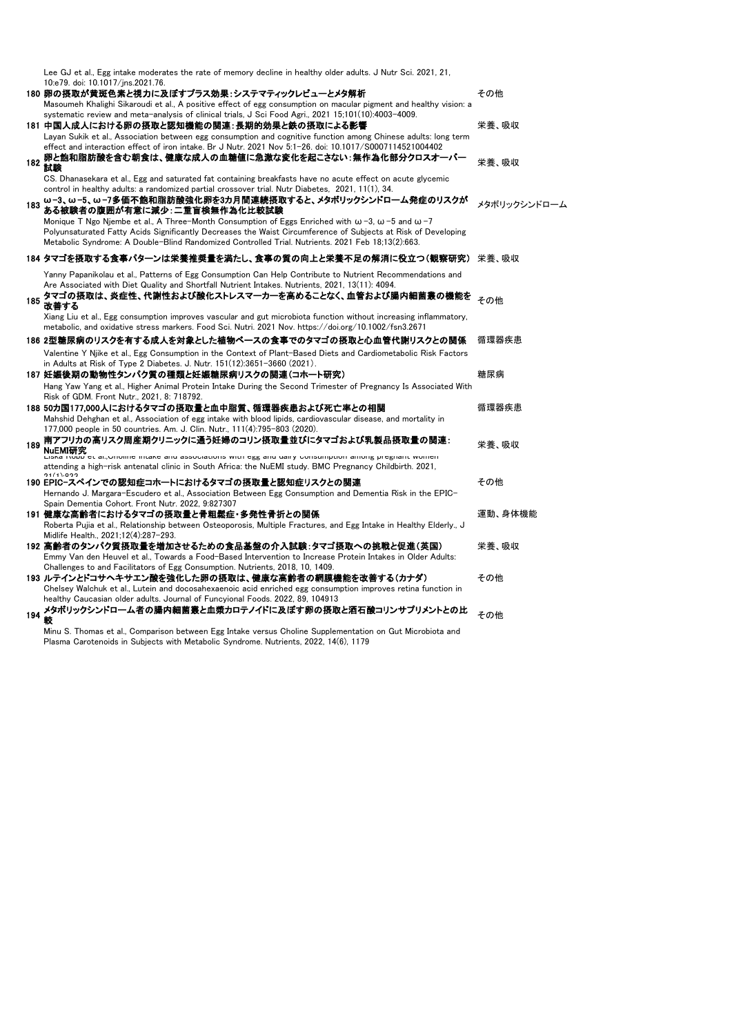| | | |
|---|---|---|
| | Lee GJ et al., Egg intake moderates the rate of memory decline in healthy older adults. J Nutr Sci. 2021, 21, 10:e79. doi: 10.1017/jns.2021.76. | |
| 180 | **卵の摂取が黄斑色素と視力に及ぼすプラス効果：システマティックレビューとメタ解析**<br>Masoumeh Khalighi Sikaroudi et al., A positive effect of egg consumption on macular pigment and healthy vision: a systematic review and meta-analysis of clinical trials, J Sci Food Agri., 2021 15;101(10):4003-4009. | その他 |
| 181 | **中国人成人における卵の摂取と認知機能の関連：長期的効果と鉄の摂取による影響**<br>Layan Sukik et al., Association between egg consumption and cognitive function among Chinese adults: long term effect and interaction effect of iron intake. Br J Nutr. 2021 Nov 5:1-26. doi: 10.1017/S0007114521004402 | 栄養、吸収 |
| 182 | **卵と飽和脂肪酸を含む朝食は、健康な成人の血糖値に急激な変化を起こさない：無作為化部分クロスオーバー試験**<br>CS. Dhanasekara et al., Egg and saturated fat containing breakfasts have no acute effect on acute glycemic control in healthy adults: a randomized partial crossover trial. Nutr Diabetes, 2021, 11(1), 34. | 栄養、吸収 |
| 183 | **ω-3、ω-5、ω-7多価不飽和脂肪酸強化卵を3カ月間連続摂取すると、メタボリックシンドローム発症のリスクがある被験者の腹囲が有意に減少：二重盲検無作為化比較試験**<br>Monique T Ngo Njembe et al., A Three-Month Consumption of Eggs Enriched with ω-3, ω-5 and ω-7 Polyunsaturated Fatty Acids Significantly Decreases the Waist Circumference of Subjects at Risk of Developing Metabolic Syndrome: A Double-Blind Randomized Controlled Trial. Nutrients. 2021 Feb 18;13(2):663. | メタボリックシンドローム |
| 184 | **タマゴを摂取する食事パターンは栄養推奨量を満たし、食事の質の向上と栄養不足の解消に役立つ（観察研究）**<br>Yanny Papanikolau et al., Patterns of Egg Consumption Can Help Contribute to Nutrient Recommendations and Are Associated with Diet Quality and Shortfall Nutrient Intakes. Nutrients, 2021, 13(11): 4094. | 栄養、吸収 |
| 185 | **タマゴの摂取は、炎症性、代謝性および酸化ストレスマーカーを高めることなく、血管および腸内細菌叢の機能を改善する**<br>Xiang Liu et al., Egg consumption improves vascular and gut microbiota function without increasing inflammatory, metabolic, and oxidative stress markers. Food Sci. Nutri. 2021 Nov. https://doi.org/10.1002/fsn3.2671 | その他 |
| 186 | **2型糖尿病のリスクを有する成人を対象とした植物ベースの食事でのタマゴの摂取と心血管代謝リスクとの関係**<br>Valentine Y Njike et al., Egg Consumption in the Context of Plant-Based Diets and Cardiometabolic Risk Factors in Adults at Risk of Type 2 Diabetes. J. Nutr. 151(12):3651-3660 (2021). | 循環器疾患 |
| 187 | **妊娠後期の動物性タンパク質の種類と妊娠糖尿病リスクの関連（コホート研究）**<br>Hang Yaw Yang et al., Higher Animal Protein Intake During the Second Trimester of Pregnancy Is Associated With Risk of GDM. Front Nutr., 2021, 8: 718792. | 糖尿病 |
| 188 | **50カ国177,000人におけるタマゴの摂取量と血中脂質、循環器疾患および死亡率との相関**<br>Mahshid Dehghan et al., Association of egg intake with blood lipids, cardiovascular disease, and mortality in 177,000 people in 50 countries. Am. J. Clin. Nutr., 111(4):795-803 (2020). | 循環器疾患 |
| 189 | **南アフリカの高リスク周産期クリニックに通う妊婦のコリン摂取量並びにタマゴおよび乳製品摂取量の関連：NuEMI研究**<br>Liska Robb et al.,Choline intake and associations with egg and dairy consumption among pregnant women attending a high-risk antenatal clinic in South Africa: the NuEMI study. BMC Pregnancy Childbirth. 2021, 21(1):833 | 栄養、吸収 |
| 190 | **EPIC-スペインでの認知症コホートにおけるタマゴの摂取量と認知症リスクとの関連**<br>Hernando J. Margara-Escudero et al., Association Between Egg Consumption and Dementia Risk in the EPIC-Spain Dementia Cohort. Front Nutr. 2022, 9:827307 | その他 |
| 191 | **健康な高齢者におけるタマゴの摂取量と骨粗鬆症・多発性骨折との関係**<br>Roberta Pujia et al., Relationship between Osteoporosis, Multiple Fractures, and Egg Intake in Healthy Elderly., J Midlife Health., 2021;12(4):287-293. | 運動、身体機能 |
| 192 | **高齢者のタンパク質摂取量を増加させるための食品基盤の介入試験：タマゴ摂取への挑戦と促進（英国）**<br>Emmy Van den Heuvel et al., Towards a Food-Based Intervention to Increase Protein Intakes in Older Adults: Challenges to and Facilitators of Egg Consumption. Nutrients, 2018, 10, 1409. | 栄養、吸収 |
| 193 | **ルテインとドコサヘキサエン酸を強化した卵の摂取は、健康な高齢者の網膜機能を改善する（カナダ）**<br>Chelsey Walchuk et al., Lutein and docosahexaenoic acid enriched egg consumption improves retina function in healthy Caucasian older adults. Journal of Funcyional Foods. 2022, 89, 104913 | その他 |
| 194 | **メタボリックシンドローム者の腸内細菌叢と血漿カロテノイドに及ぼす卵の摂取と酒石酸コリンサプリメントとの比較**<br>Minu S. Thomas et al., Comparison between Egg Intake versus Choline Supplementation on Gut Microbiota and Plasma Carotenoids in Subjects with Metabolic Syndrome. Nutrients, 2022, 14(6), 1179 | その他 |